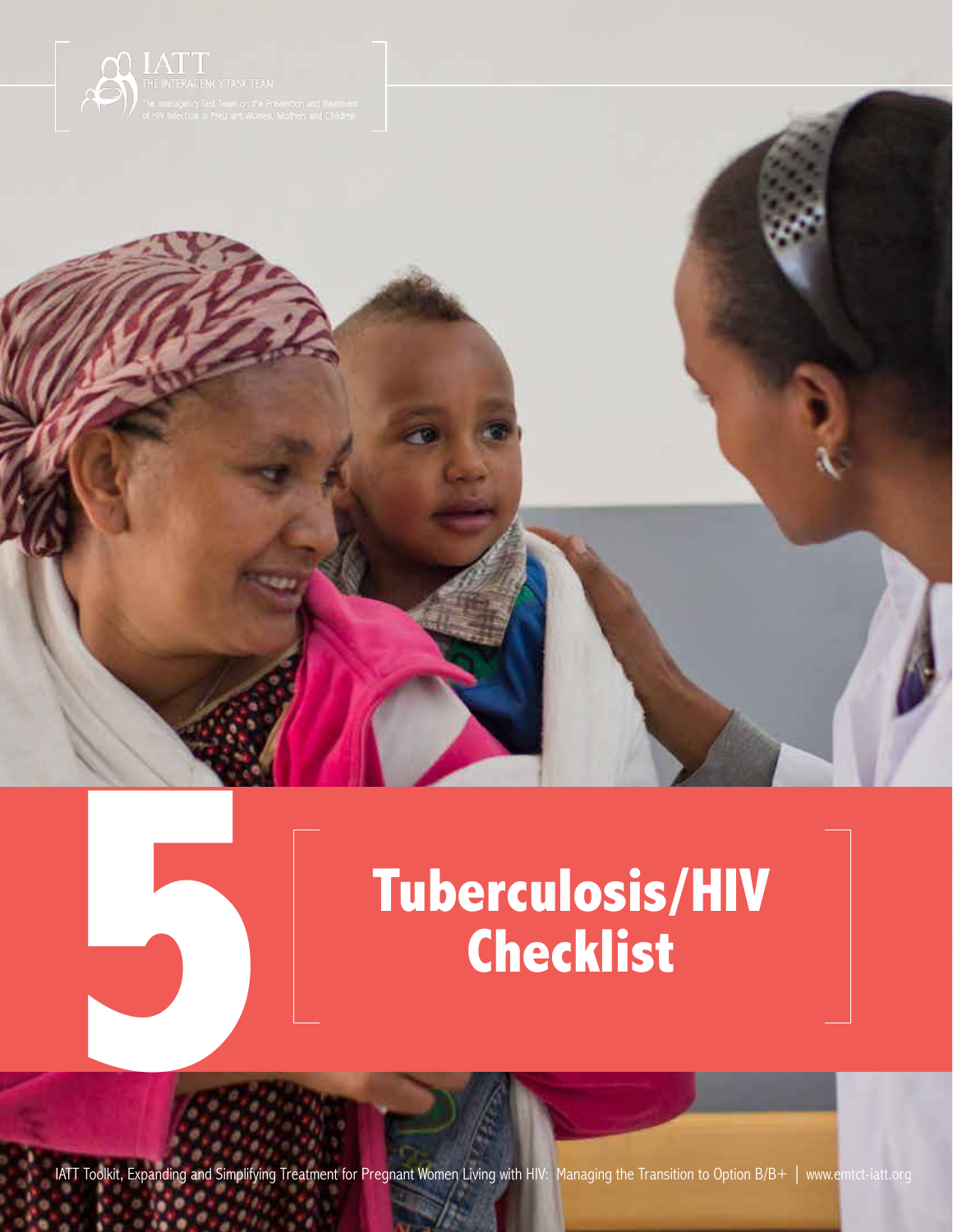IATT

THE INTERAGENCY TASK TEAM

The Interagency Task Team on the Prevention and Treatment of HIV Infection in Pregnant Women, Mothers and Children

# 5

# Tuberculosis/HIV Checklist

IATT Toolkit, Expanding and Simplifying Treatment for Pregnant Women Living with HIV: Managing the Transition to Option B/B+ | www.emtct-iatt.org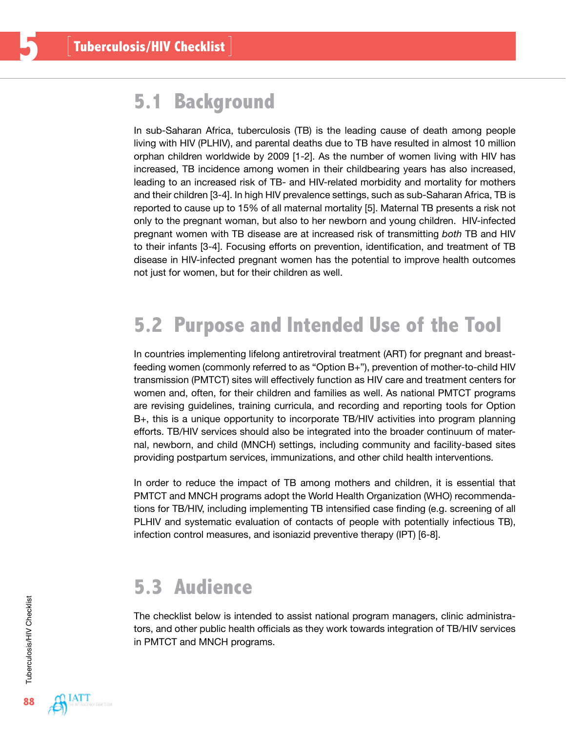# 5 Tuberculosis/HIV Checklist

## 5.1 Background

In sub-Saharan Africa, tuberculosis (TB) is the leading cause of death among people living with HIV (PLHIV), and parental deaths due to TB have resulted in almost 10 million orphan children worldwide by 2009 [1-2]. As the number of women living with HIV has increased, TB incidence among women in their childbearing years has also increased, leading to an increased risk of TB- and HIV-related morbidity and mortality for mothers and their children [3-4]. In high HIV prevalence settings, such as sub-Saharan Africa, TB is reported to cause up to 15% of all maternal mortality [5]. Maternal TB presents a risk not only to the pregnant woman, but also to her newborn and young children. HIV-infected pregnant women with TB disease are at increased risk of transmitting *both* TB and HIV to their infants [3-4]. Focusing efforts on prevention, identification, and treatment of TB disease in HIV-infected pregnant women has the potential to improve health outcomes not just for women, but for their children as well.

## 5.2 Purpose and Intended Use of the Tool

In countries implementing lifelong antiretroviral treatment (ART) for pregnant and breastfeeding women (commonly referred to as "Option B+"), prevention of mother-to-child HIV transmission (PMTCT) sites will effectively function as HIV care and treatment centers for women and, often, for their children and families as well. As national PMTCT programs are revising guidelines, training curricula, and recording and reporting tools for Option B+, this is a unique opportunity to incorporate TB/HIV activities into program planning efforts. TB/HIV services should also be integrated into the broader continuum of maternal, newborn, and child (MNCH) settings, including community and facility-based sites providing postpartum services, immunizations, and other child health interventions.

In order to reduce the impact of TB among mothers and children, it is essential that PMTCT and MNCH programs adopt the World Health Organization (WHO) recommendations for TB/HIV, including implementing TB intensified case finding (e.g. screening of all PLHIV and systematic evaluation of contacts of people with potentially infectious TB), infection control measures, and isoniazid preventive therapy (IPT) [6-8].

## 5.3 Audience

The checklist below is intended to assist national program managers, clinic administrators, and other public health officials as they work towards integration of TB/HIV services in PMTCT and MNCH programs.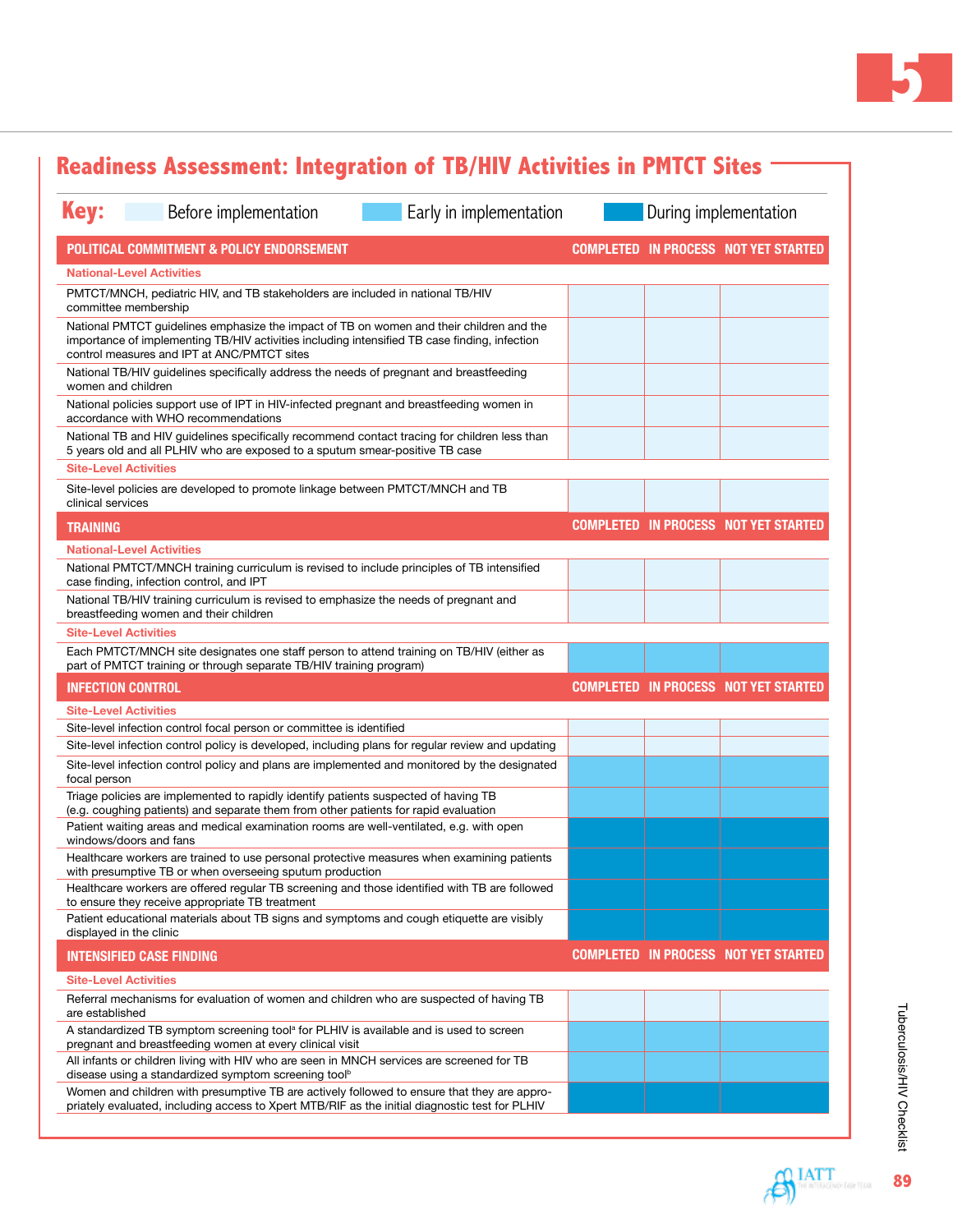## Readiness Assessment: Integration of TB/HIV Activities in PMTCT Sites

**Key:** Before implementation | Early in implementation | During implementation

| POLITICAL COMMITMENT & POLICY ENDORSEMENT | COMPLETED | IN PROCESS | NOT YET STARTED |
|---|---|---|---|
| **National-Level Activities** | | | |
| PMTCT/MNCH, pediatric HIV, and TB stakeholders are included in national TB/HIV committee membership | | | |
| National PMTCT guidelines emphasize the impact of TB on women and their children and the importance of implementing TB/HIV activities including intensified TB case finding, infection control measures and IPT at ANC/PMTCT sites | | | |
| National TB/HIV guidelines specifically address the needs of pregnant and breastfeeding women and children | | | |
| National policies support use of IPT in HIV-infected pregnant and breastfeeding women in accordance with WHO recommendations | | | |
| National TB and HIV guidelines specifically recommend contact tracing for children less than 5 years old and all PLHIV who are exposed to a sputum smear-positive TB case | | | |
| **Site-Level Activities** | | | |
| Site-level policies are developed to promote linkage between PMTCT/MNCH and TB clinical services | | | |

| TRAINING | COMPLETED | IN PROCESS | NOT YET STARTED |
|---|---|---|---|
| **National-Level Activities** | | | |
| National PMTCT/MNCH training curriculum is revised to include principles of TB intensified case finding, infection control, and IPT | | | |
| National TB/HIV training curriculum is revised to emphasize the needs of pregnant and breastfeeding women and their children | | | |
| **Site-Level Activities** | | | |
| Each PMTCT/MNCH site designates one staff person to attend training on TB/HIV (either as part of PMTCT training or through separate TB/HIV training program) | | | |

| INFECTION CONTROL | COMPLETED | IN PROCESS | NOT YET STARTED |
|---|---|---|---|
| **Site-Level Activities** | | | |
| Site-level infection control focal person or committee is identified | | | |
| Site-level infection control policy is developed, including plans for regular review and updating | | | |
| Site-level infection control policy and plans are implemented and monitored by the designated focal person | | | |
| Triage policies are implemented to rapidly identify patients suspected of having TB (e.g. coughing patients) and separate them from other patients for rapid evaluation | | | |
| Patient waiting areas and medical examination rooms are well-ventilated, e.g. with open windows/doors and fans | | | |
| Healthcare workers are trained to use personal protective measures when examining patients with presumptive TB or when overseeing sputum production | | | |
| Healthcare workers are offered regular TB screening and those identified with TB are followed to ensure they receive appropriate TB treatment | | | |
| Patient educational materials about TB signs and symptoms and cough etiquette are visibly displayed in the clinic | | | |

| INTENSIFIED CASE FINDING | COMPLETED | IN PROCESS | NOT YET STARTED |
|---|---|---|---|
| **Site-Level Activities** | | | |
| Referral mechanisms for evaluation of women and children who are suspected of having TB are established | | | |
| A standardized TB symptom screening tool[a] for PLHIV is available and is used to screen pregnant and breastfeeding women at every clinical visit | | | |
| All infants or children living with HIV who are seen in MNCH services are screened for TB disease using a standardized symptom screening tool[b] | | | |
| Women and children with presumptive TB are actively followed to ensure that they are appropriately evaluated, including access to Xpert MTB/RIF as the initial diagnostic test for PLHIV | | | |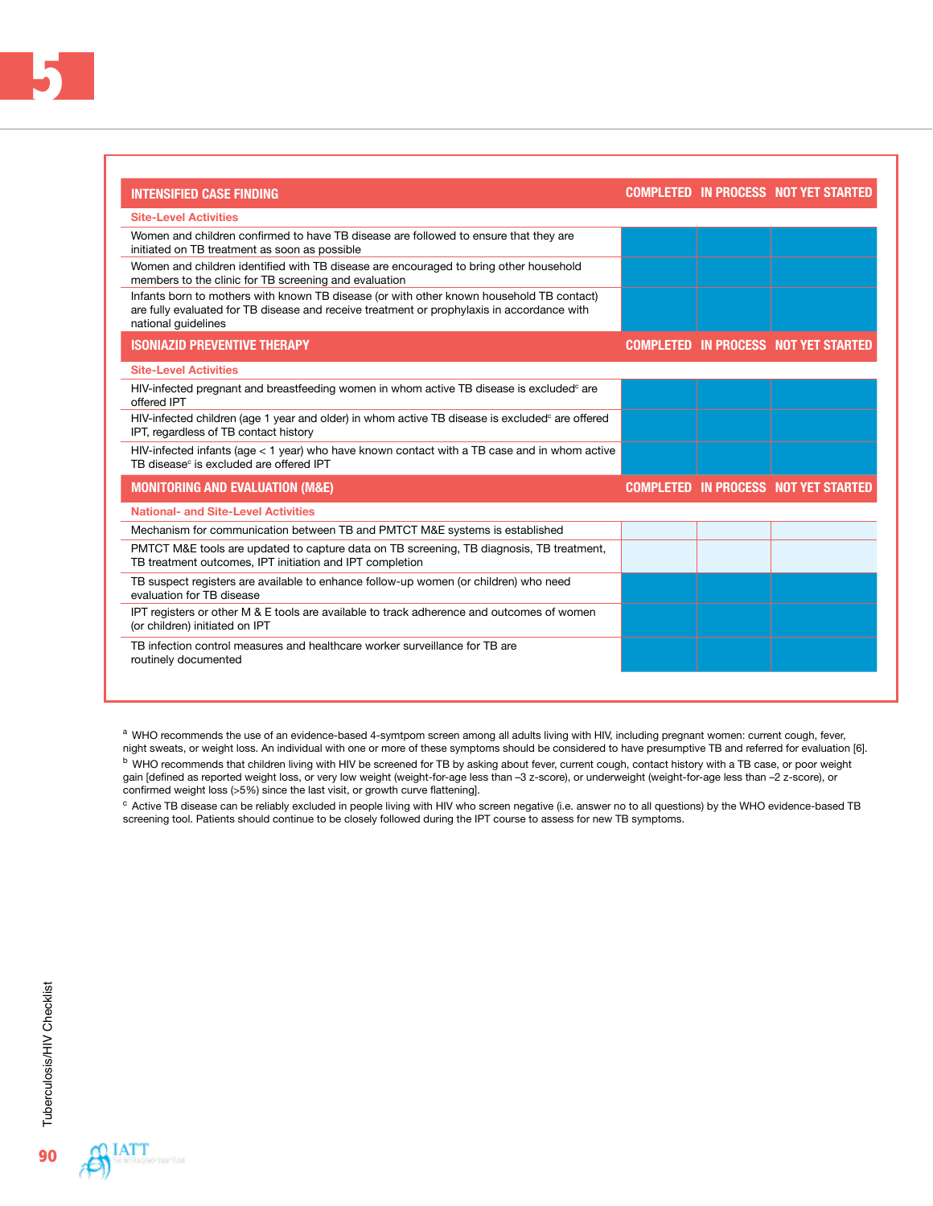| INTENSIFIED CASE FINDING | COMPLETED | IN PROCESS | NOT YET STARTED |
|---|---|---|---|
| **Site-Level Activities** | | | |
| Women and children confirmed to have TB disease are followed to ensure that they are initiated on TB treatment as soon as possible | | | |
| Women and children identified with TB disease are encouraged to bring other household members to the clinic for TB screening and evaluation | | | |
| Infants born to mothers with known TB disease (or with other known household TB contact) are fully evaluated for TB disease and receive treatment or prophylaxis in accordance with national guidelines | | | |
| **ISONIAZID PREVENTIVE THERAPY** | **COMPLETED** | **IN PROCESS** | **NOT YET STARTED** |
| **Site-Level Activities** | | | |
| HIV-infected pregnant and breastfeeding women in whom active TB disease is excluded[c] are offered IPT | | | |
| HIV-infected children (age 1 year and older) in whom active TB disease is excluded[c] are offered IPT, regardless of TB contact history | | | |
| HIV-infected infants (age < 1 year) who have known contact with a TB case and in whom active TB disease[c] is excluded are offered IPT | | | |
| **MONITORING AND EVALUATION (M&E)** | **COMPLETED** | **IN PROCESS** | **NOT YET STARTED** |
| **National- and Site-Level Activities** | | | |
| Mechanism for communication between TB and PMTCT M&E systems is established | | | |
| PMTCT M&E tools are updated to capture data on TB screening, TB diagnosis, TB treatment, TB treatment outcomes, IPT initiation and IPT completion | | | |
| TB suspect registers are available to enhance follow-up women (or children) who need evaluation for TB disease | | | |
| IPT registers or other M & E tools are available to track adherence and outcomes of women (or children) initiated on IPT | | | |
| TB infection control measures and healthcare worker surveillance for TB are routinely documented | | | |

[a] WHO recommends the use of an evidence-based 4-symtpom screen among all adults living with HIV, including pregnant women: current cough, fever, night sweats, or weight loss. An individual with one or more of these symptoms should be considered to have presumptive TB and referred for evaluation [6].

[b] WHO recommends that children living with HIV be screened for TB by asking about fever, current cough, contact history with a TB case, or poor weight gain [defined as reported weight loss, or very low weight (weight-for-age less than –3 z-score), or underweight (weight-for-age less than –2 z-score), or confirmed weight loss (>5%) since the last visit, or growth curve flattening].

[c] Active TB disease can be reliably excluded in people living with HIV who screen negative (i.e. answer no to all questions) by the WHO evidence-based TB screening tool. Patients should continue to be closely followed during the IPT course to assess for new TB symptoms.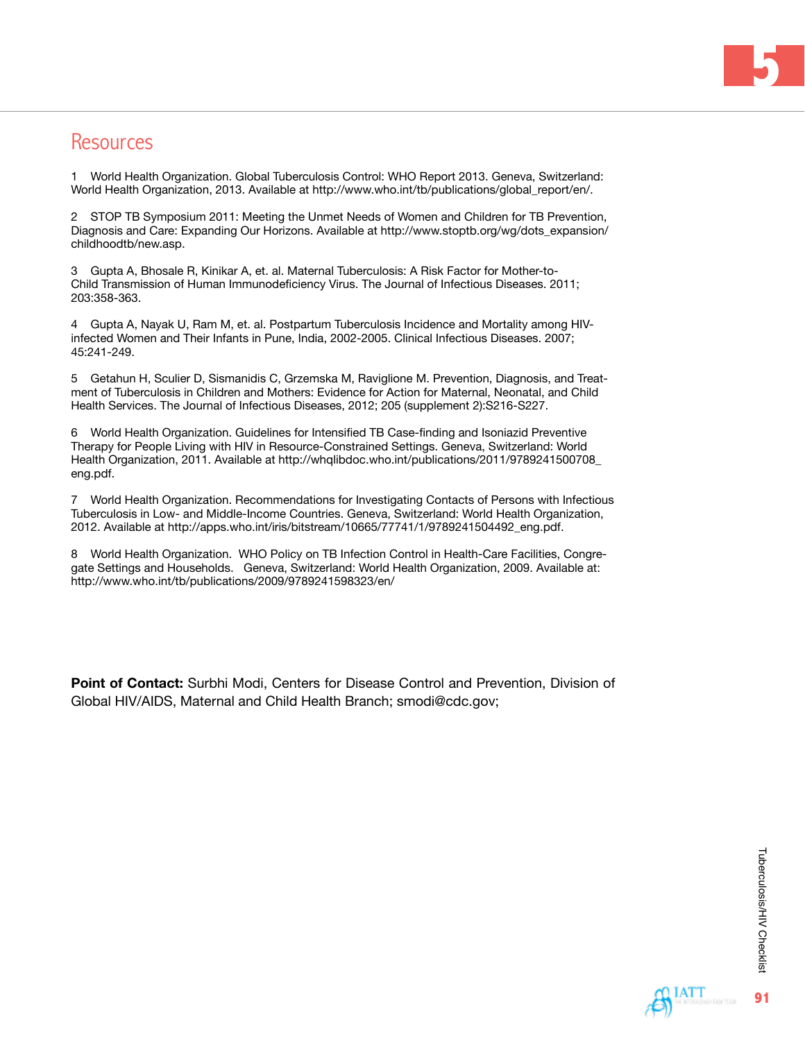## Resources

1 World Health Organization. Global Tuberculosis Control: WHO Report 2013. Geneva, Switzerland: World Health Organization, 2013. Available at http://www.who.int/tb/publications/global_report/en/.

2 STOP TB Symposium 2011: Meeting the Unmet Needs of Women and Children for TB Prevention, Diagnosis and Care: Expanding Our Horizons. Available at http://www.stoptb.org/wg/dots_expansion/childhoodtb/new.asp.

3 Gupta A, Bhosale R, Kinikar A, et. al. Maternal Tuberculosis: A Risk Factor for Mother-to-Child Transmission of Human Immunodeficiency Virus. The Journal of Infectious Diseases. 2011; 203:358-363.

4 Gupta A, Nayak U, Ram M, et. al. Postpartum Tuberculosis Incidence and Mortality among HIV-infected Women and Their Infants in Pune, India, 2002-2005. Clinical Infectious Diseases. 2007; 45:241-249.

5 Getahun H, Sculier D, Sismanidis C, Grzemska M, Raviglione M. Prevention, Diagnosis, and Treatment of Tuberculosis in Children and Mothers: Evidence for Action for Maternal, Neonatal, and Child Health Services. The Journal of Infectious Diseases, 2012; 205 (supplement 2):S216-S227.

6 World Health Organization. Guidelines for Intensified TB Case-finding and Isoniazid Preventive Therapy for People Living with HIV in Resource-Constrained Settings. Geneva, Switzerland: World Health Organization, 2011. Available at http://whqlibdoc.who.int/publications/2011/9789241500708_eng.pdf.

7 World Health Organization. Recommendations for Investigating Contacts of Persons with Infectious Tuberculosis in Low- and Middle-Income Countries. Geneva, Switzerland: World Health Organization, 2012. Available at http://apps.who.int/iris/bitstream/10665/77741/1/9789241504492_eng.pdf.

8 World Health Organization. WHO Policy on TB Infection Control in Health-Care Facilities, Congregate Settings and Households. Geneva, Switzerland: World Health Organization, 2009. Available at: http://www.who.int/tb/publications/2009/9789241598323/en/

**Point of Contact:** Surbhi Modi, Centers for Disease Control and Prevention, Division of Global HIV/AIDS, Maternal and Child Health Branch; smodi@cdc.gov;